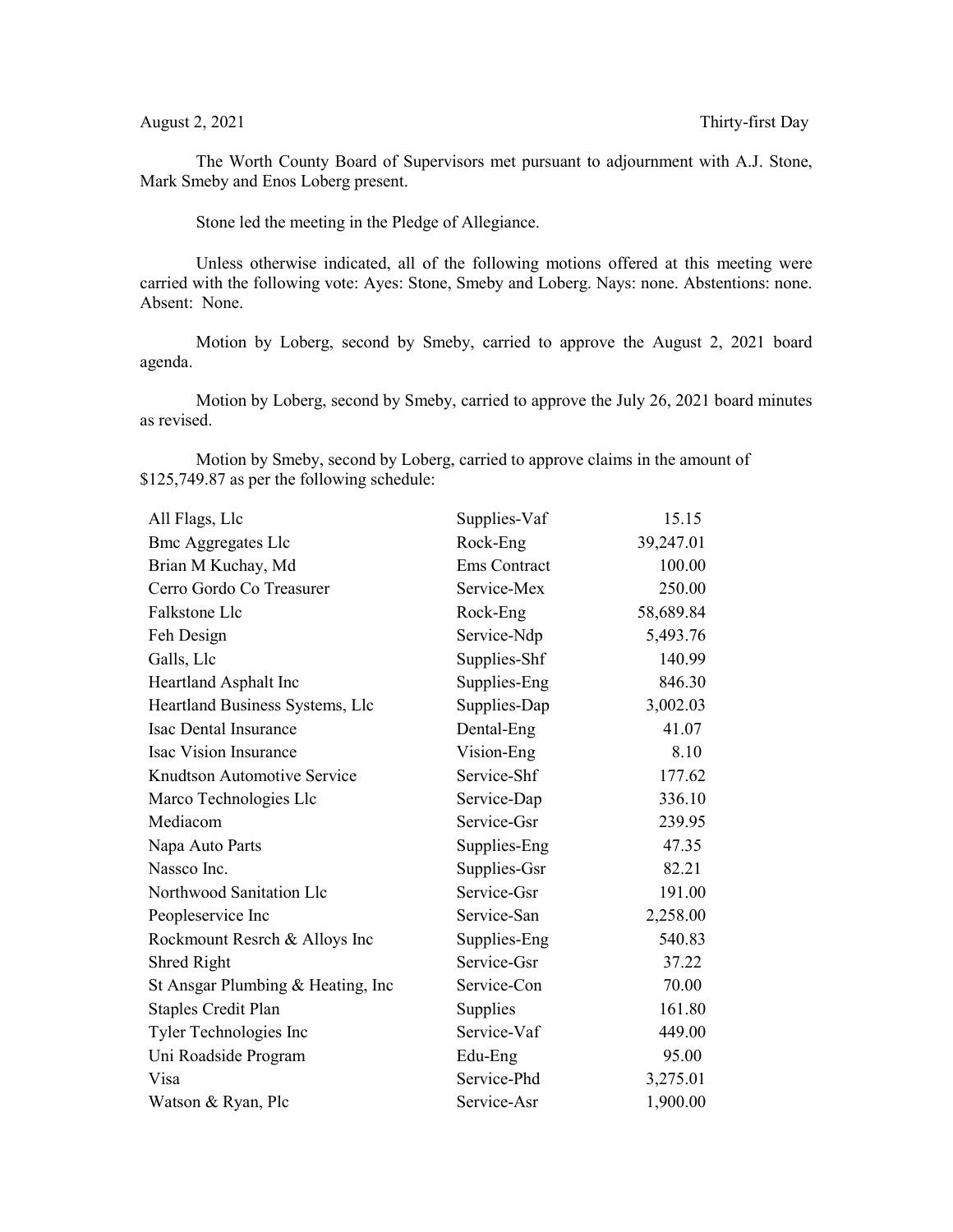August 2, 2021 Thirty-first Day

The Worth County Board of Supervisors met pursuant to adjournment with A.J. Stone, Mark Smeby and Enos Loberg present.

Stone led the meeting in the Pledge of Allegiance.

Unless otherwise indicated, all of the following motions offered at this meeting were carried with the following vote: Ayes: Stone, Smeby and Loberg. Nays: none. Abstentions: none. Absent: None.

Motion by Loberg, second by Smeby, carried to approve the August 2, 2021 board agenda.

Motion by Loberg, second by Smeby, carried to approve the July 26, 2021 board minutes as revised.

Motion by Smeby, second by Loberg, carried to approve claims in the amount of $125,749.87 as per the following schedule:

| | | |
|---|---|---|
| All Flags, Llc | Supplies-Vaf | 15.15 |
| Bmc Aggregates Llc | Rock-Eng | 39,247.01 |
| Brian M Kuchay, Md | Ems Contract | 100.00 |
| Cerro Gordo Co Treasurer | Service-Mex | 250.00 |
| Falkstone Llc | Rock-Eng | 58,689.84 |
| Feh Design | Service-Ndp | 5,493.76 |
| Galls, Llc | Supplies-Shf | 140.99 |
| Heartland Asphalt Inc | Supplies-Eng | 846.30 |
| Heartland Business Systems, Llc | Supplies-Dap | 3,002.03 |
| Isac Dental Insurance | Dental-Eng | 41.07 |
| Isac Vision Insurance | Vision-Eng | 8.10 |
| Knudtson Automotive Service | Service-Shf | 177.62 |
| Marco Technologies Llc | Service-Dap | 336.10 |
| Mediacom | Service-Gsr | 239.95 |
| Napa Auto Parts | Supplies-Eng | 47.35 |
| Nassco Inc. | Supplies-Gsr | 82.21 |
| Northwood Sanitation Llc | Service-Gsr | 191.00 |
| Peopleservice Inc | Service-San | 2,258.00 |
| Rockmount Resrch & Alloys Inc | Supplies-Eng | 540.83 |
| Shred Right | Service-Gsr | 37.22 |
| St Ansgar Plumbing & Heating, Inc | Service-Con | 70.00 |
| Staples Credit Plan | Supplies | 161.80 |
| Tyler Technologies Inc | Service-Vaf | 449.00 |
| Uni Roadside Program | Edu-Eng | 95.00 |
| Visa | Service-Phd | 3,275.01 |
| Watson & Ryan, Plc | Service-Asr | 1,900.00 |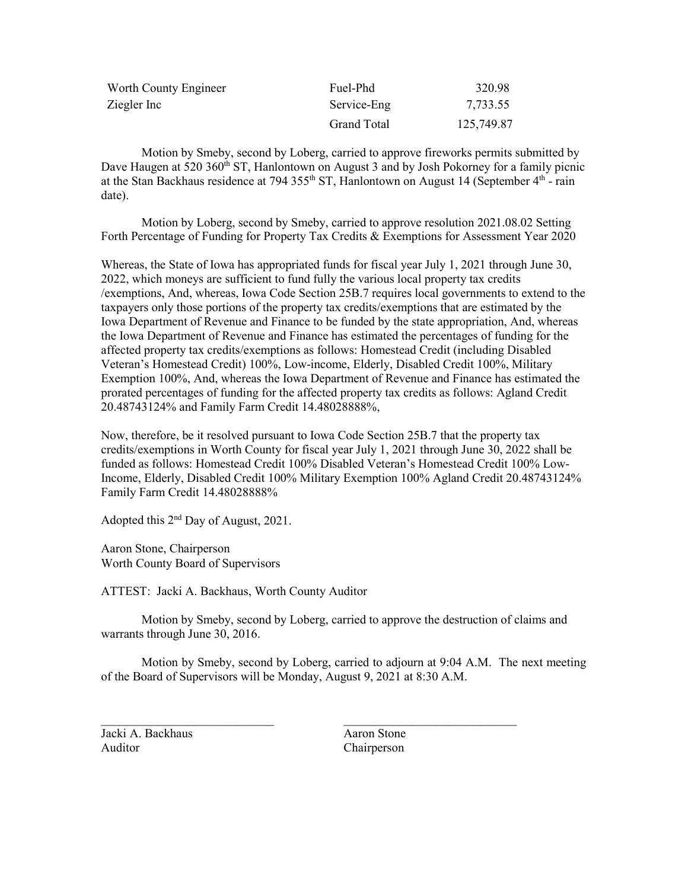| | | |
|---|---|---|
| Worth County Engineer | Fuel-Phd | 320.98 |
| Ziegler Inc | Service-Eng | 7,733.55 |
| | Grand Total | 125,749.87 |

Motion by Smeby, second by Loberg, carried to approve fireworks permits submitted by Dave Haugen at 520 360th ST, Hanlontown on August 3 and by Josh Pokorney for a family picnic at the Stan Backhaus residence at 794 355th ST, Hanlontown on August 14 (September 4th - rain date).

Motion by Loberg, second by Smeby, carried to approve resolution 2021.08.02 Setting Forth Percentage of Funding for Property Tax Credits & Exemptions for Assessment Year 2020

Whereas, the State of Iowa has appropriated funds for fiscal year July 1, 2021 through June 30, 2022, which moneys are sufficient to fund fully the various local property tax credits /exemptions, And, whereas, Iowa Code Section 25B.7 requires local governments to extend to the taxpayers only those portions of the property tax credits/exemptions that are estimated by the Iowa Department of Revenue and Finance to be funded by the state appropriation, And, whereas the Iowa Department of Revenue and Finance has estimated the percentages of funding for the affected property tax credits/exemptions as follows: Homestead Credit (including Disabled Veteran's Homestead Credit) 100%, Low-income, Elderly, Disabled Credit 100%, Military Exemption 100%, And, whereas the Iowa Department of Revenue and Finance has estimated the prorated percentages of funding for the affected property tax credits as follows: Agland Credit 20.48743124% and Family Farm Credit 14.48028888%,

Now, therefore, be it resolved pursuant to Iowa Code Section 25B.7 that the property tax credits/exemptions in Worth County for fiscal year July 1, 2021 through June 30, 2022 shall be funded as follows: Homestead Credit 100% Disabled Veteran's Homestead Credit 100% Low-Income, Elderly, Disabled Credit 100% Military Exemption 100% Agland Credit 20.48743124% Family Farm Credit 14.48028888%

Adopted this 2nd Day of August, 2021.

Aaron Stone, Chairperson
Worth County Board of Supervisors

ATTEST: Jacki A. Backhaus, Worth County Auditor

Motion by Smeby, second by Loberg, carried to approve the destruction of claims and warrants through June 30, 2016.

Motion by Smeby, second by Loberg, carried to adjourn at 9:04 A.M. The next meeting of the Board of Supervisors will be Monday, August 9, 2021 at 8:30 A.M.

| | |
|---|---|
| \_\_\_\_\_\_\_\_\_\_\_\_\_\_\_\_\_\_\_\_\_\_\_\_\_\_\_\_ | \_\_\_\_\_\_\_\_\_\_\_\_\_\_\_\_\_\_\_\_\_\_\_\_\_\_\_\_ |
| Jacki A. Backhaus | Aaron Stone |
| Auditor | Chairperson |